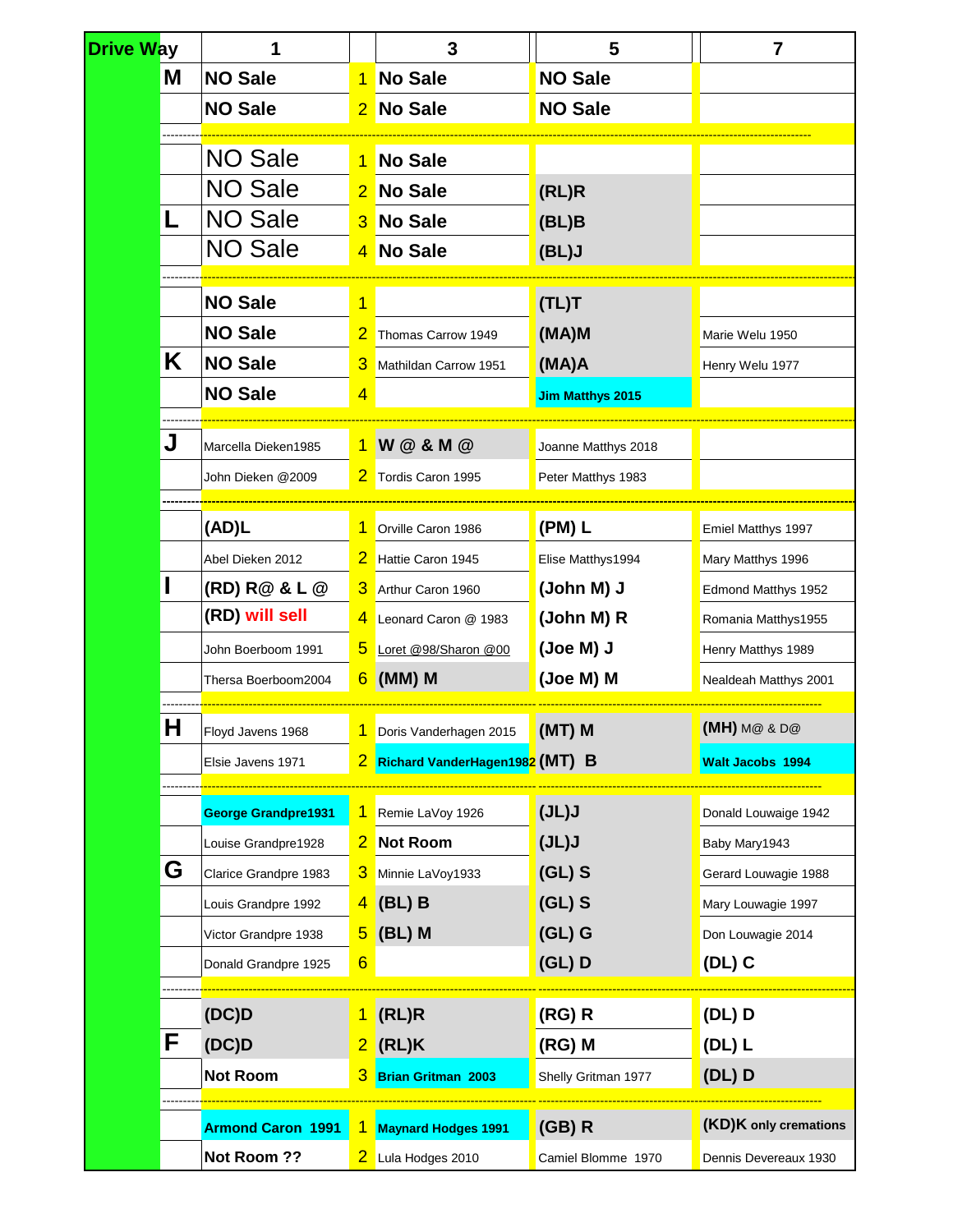| Drive Way | | 1 | | 3 | 5 | 7 |
|---|---|---|---|---|---|---|
| | M | NO Sale | 1 | No Sale | NO Sale | |
| | | NO Sale | 2 | No Sale | NO Sale | |
| | | NO Sale | 1 | No Sale | | |
| | | NO Sale | 2 | No Sale | (RL)R | |
| | L | NO Sale | 3 | No Sale | (BL)B | |
| | | NO Sale | 4 | No Sale | (BL)J | |
| | | NO Sale | 1 | | (TL)T | |
| | | NO Sale | 2 | Thomas Carrow 1949 | (MA)M | Marie Welu 1950 |
| | K | NO Sale | 3 | Mathildan Carrow 1951 | (MA)A | Henry Welu 1977 |
| | | NO Sale | 4 | | Jim Matthys 2015 | |
| | J | Marcella Dieken1985 | 1 | W @ & M @ | Joanne Matthys 2018 | |
| | | John Dieken @2009 | 2 | Tordis Caron 1995 | Peter Matthys 1983 | |
| | | (AD)L | 1 | Orville Caron 1986 | (PM) L | Emiel Matthys 1997 |
| | | Abel Dieken 2012 | 2 | Hattie Caron 1945 | Elise Matthys1994 | Mary Matthys 1996 |
| | I | (RD) R@ & L @ | 3 | Arthur Caron 1960 | (John M) J | Edmond Matthys 1952 |
| | | (RD) will sell | 4 | Leonard Caron @ 1983 | (John M) R | Romania Matthys1955 |
| | | John Boerboom 1991 | 5 | Loret @98/Sharon @00 | (Joe M) J | Henry Matthys 1989 |
| | | Thersa Boerboom2004 | 6 | (MM) M | (Joe M) M | Nealdeah Matthys 2001 |
| | H | Floyd Javens 1968 | 1 | Doris Vanderhagen 2015 | (MT) M | (MH) M@ & D@ |
| | | Elsie Javens 1971 | 2 | Richard VanderHagen1982 | (MT) B | Walt Jacobs 1994 |
| | | George Grandpre1931 | 1 | Remie LaVoy 1926 | (JL)J | Donald Louwaige 1942 |
| | | Louise Grandpre1928 | 2 | Not Room | (JL)J | Baby Mary1943 |
| | G | Clarice Grandpre 1983 | 3 | Minnie LaVoy1933 | (GL) S | Gerard Louwagie 1988 |
| | | Louis Grandpre 1992 | 4 | (BL) B | (GL) S | Mary Louwagie 1997 |
| | | Victor Grandpre 1938 | 5 | (BL) M | (GL) G | Don Louwagie 2014 |
| | | Donald Grandpre 1925 | 6 | | (GL) D | (DL) C |
| | | (DC)D | 1 | (RL)R | (RG) R | (DL) D |
| | F | (DC)D | 2 | (RL)K | (RG) M | (DL) L |
| | | Not Room | 3 | Brian Gritman 2003 | Shelly Gritman 1977 | (DL) D |
| | | Armond Caron 1991 | 1 | Maynard Hodges 1991 | (GB) R | (KD)K only cremations |
| | | Not Room ?? | 2 | Lula Hodges 2010 | Camiel Blomme 1970 | Dennis Devereaux 1930 |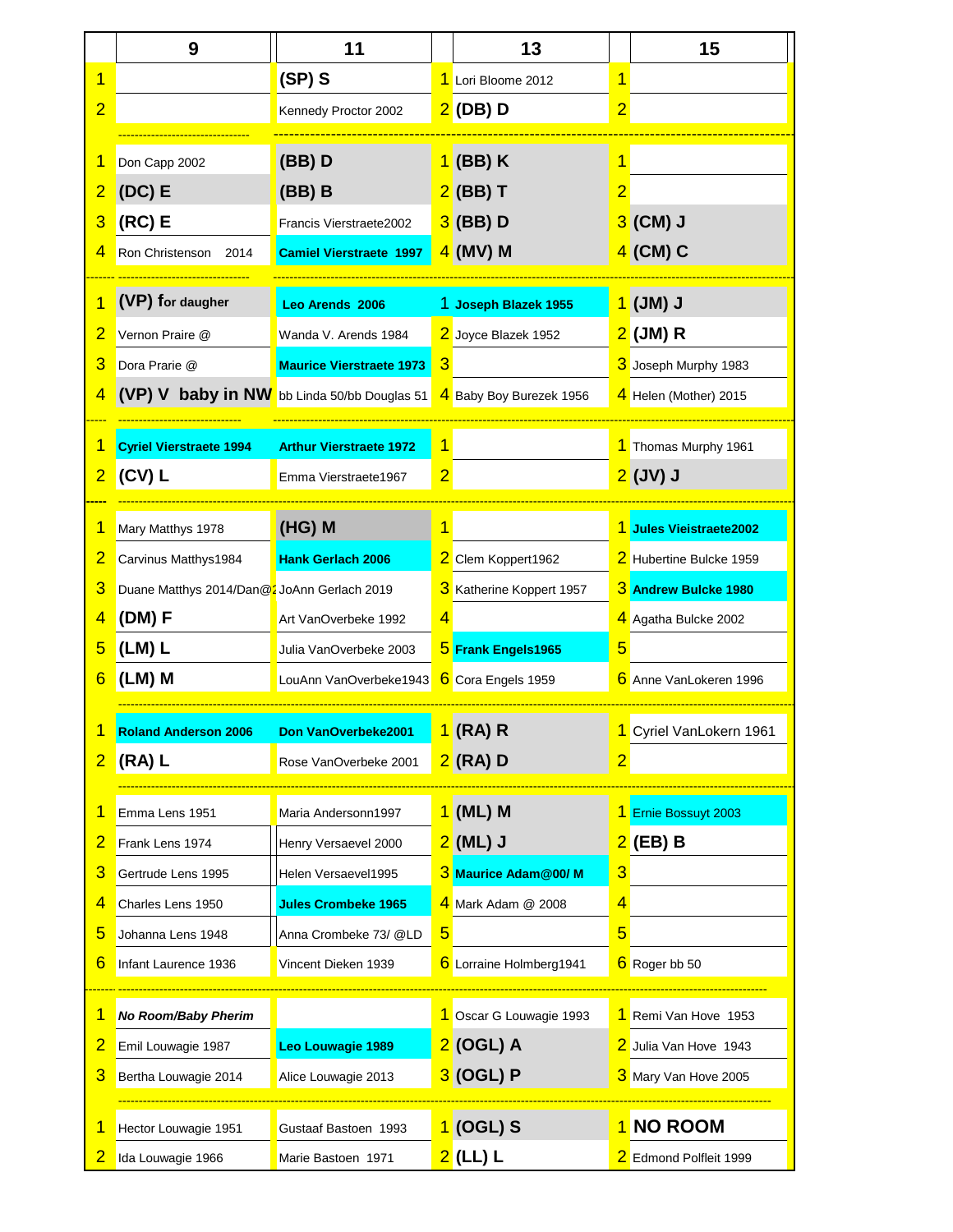| | 9 | 11 | | 13 | | 15 |
|---|---|---|---|---|---|---|
| 1 | | **(SP) S** | 1 | Lori Bloome 2012 | 1 | |
| 2 | | Kennedy Proctor 2002 | 2 | **(DB) D** | 2 | |
| 1 | Don Capp 2002 | **(BB) D** | 1 | **(BB) K** | 1 | |
| 2 | **(DC) E** | **(BB) B** | 2 | **(BB) T** | 2 | |
| 3 | **(RC) E** | Francis Vierstraete2002 | 3 | **(BB) D** | 3 | **(CM) J** |
| 4 | Ron Christenson 2014 | **Camiel Vierstraete 1997** | 4 | **(MV) M** | 4 | **(CM) C** |
| 1 | **(VP) for daugher** | **Leo Arends 2006** | 1 | **Joseph Blazek 1955** | 1 | **(JM) J** |
| 2 | Vernon Praire @ | Wanda V. Arends 1984 | 2 | Joyce Blazek 1952 | 2 | **(JM) R** |
| 3 | Dora Prarie @ | **Maurice Vierstraete 1973** | 3 | | 3 | Joseph Murphy 1983 |
| 4 | **(VP) V baby in NW** | bb Linda 50/bb Douglas 51 | 4 | Baby Boy Burezek 1956 | 4 | Helen (Mother) 2015 |
| 1 | **Cyriel Vierstraete 1994** | **Arthur Vierstraete 1972** | 1 | | 1 | Thomas Murphy 1961 |
| 2 | **(CV) L** | Emma Vierstraete1967 | 2 | | 2 | **(JV) J** |
| 1 | Mary Matthys 1978 | **(HG) M** | 1 | | 1 | **Jules Vieistraete2002** |
| 2 | Carvinus Matthys1984 | **Hank Gerlach 2006** | 2 | Clem Koppert1962 | 2 | Hubertine Bulcke 1959 |
| 3 | Duane Matthys 2014/Dan@2 | JoAnn Gerlach 2019 | 3 | Katherine Koppert 1957 | 3 | **Andrew Bulcke 1980** |
| 4 | **(DM) F** | Art VanOverbeke 1992 | 4 | | 4 | Agatha Bulcke 2002 |
| 5 | **(LM) L** | Julia VanOverbeke 2003 | 5 | **Frank Engels1965** | 5 | |
| 6 | **(LM) M** | LouAnn VanOverbeke1943 | 6 | Cora Engels 1959 | 6 | Anne VanLokeren 1996 |
| 1 | **Roland Anderson 2006** | **Don VanOverbeke2001** | 1 | **(RA) R** | 1 | Cyriel VanLokern 1961 |
| 2 | **(RA) L** | Rose VanOverbeke 2001 | 2 | **(RA) D** | 2 | |
| 1 | Emma Lens 1951 | Maria Andersonn1997 | 1 | **(ML) M** | 1 | Ernie Bossuyt 2003 |
| 2 | Frank Lens 1974 | Henry Versaevel 2000 | 2 | **(ML) J** | 2 | **(EB) B** |
| 3 | Gertrude Lens 1995 | Helen Versaevel1995 | 3 | **Maurice Adam@00/ M** | 3 | |
| 4 | Charles Lens 1950 | **Jules Crombeke 1965** | 4 | Mark Adam @ 2008 | 4 | |
| 5 | Johanna Lens 1948 | Anna Crombeke 73/ @LD | 5 | | 5 | |
| 6 | Infant Laurence 1936 | Vincent Dieken 1939 | 6 | Lorraine Holmberg1941 | 6 | Roger bb 50 |
| 1 | ***No Room/Baby Pherim*** | | 1 | Oscar G Louwagie 1993 | 1 | Remi Van Hove 1953 |
| 2 | Emil Louwagie 1987 | **Leo Louwagie 1989** | 2 | **(OGL) A** | 2 | Julia Van Hove 1943 |
| 3 | Bertha Louwagie 2014 | Alice Louwagie 2013 | 3 | **(OGL) P** | 3 | Mary Van Hove 2005 |
| 1 | Hector Louwagie 1951 | Gustaaf Bastoen 1993 | 1 | **(OGL) S** | 1 | **NO ROOM** |
| 2 | Ida Louwagie 1966 | Marie Bastoen 1971 | 2 | **(LL) L** | 2 | Edmond Polfleit 1999 |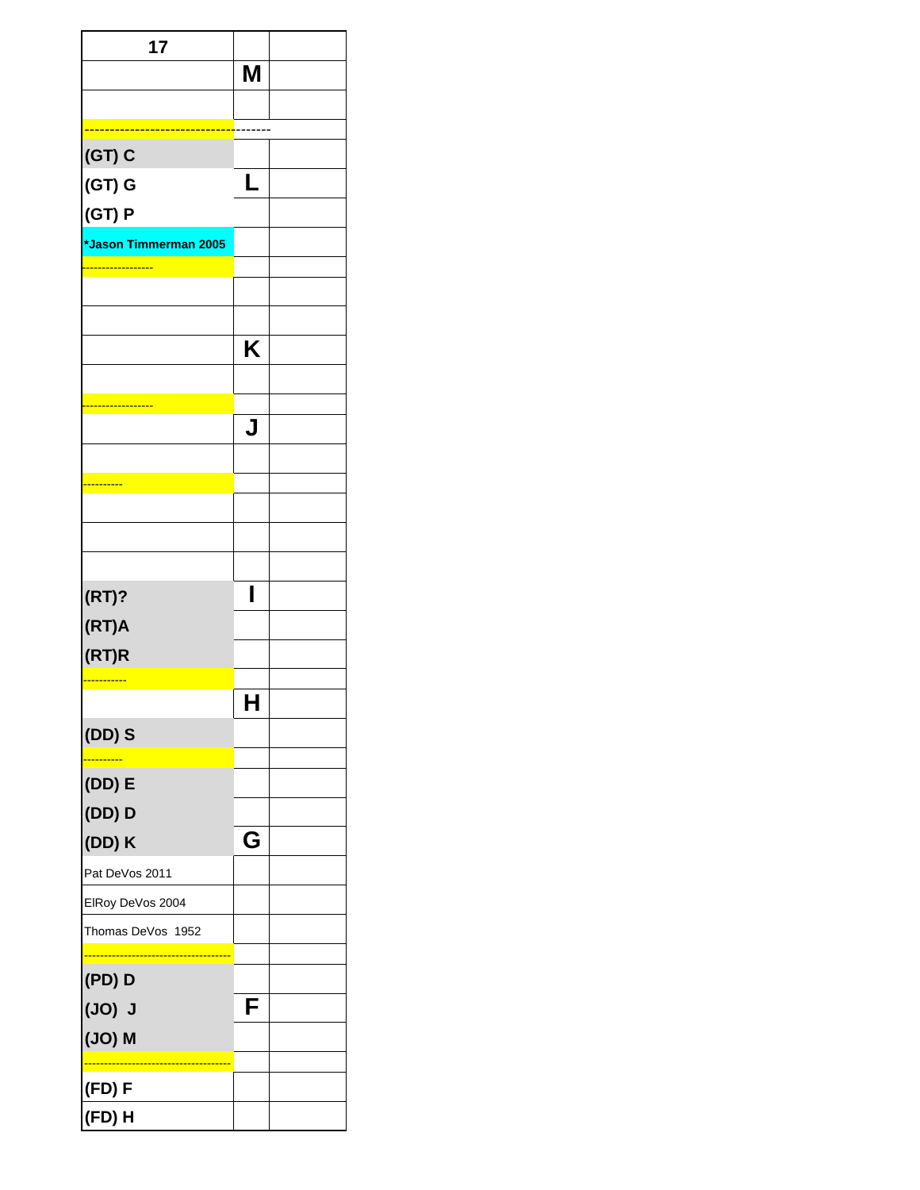| 17 | | |
|---|---|---|
| | M | |
| | | |
| ------------------------------------------- | | |
| (GT) C | | |
| (GT) G | L | |
| (GT) P | | |
| *Jason Timmerman 2005 | | |
| ------------------ | | |
| | | |
| | | |
| | K | |
| | | |
| ------------------ | | |
| | J | |
| | | |
| ---------- | | |
| | | |
| | | |
| | | |
| (RT)? | I | |
| (RT)A | | |
| (RT)R | | |
| ----------- | | |
| | H | |
| (DD) S | | |
| ---------- | | |
| (DD) E | | |
| (DD) D | | |
| (DD) K | G | |
| Pat DeVos 2011 | | |
| ElRoy DeVos 2004 | | |
| Thomas DeVos 1952 | | |
| ------------------------------------- | | |
| (PD) D | | |
| (JO) J | F | |
| (JO) M | | |
| ------------------------------------- | | |
| (FD) F | | |
| (FD) H | | |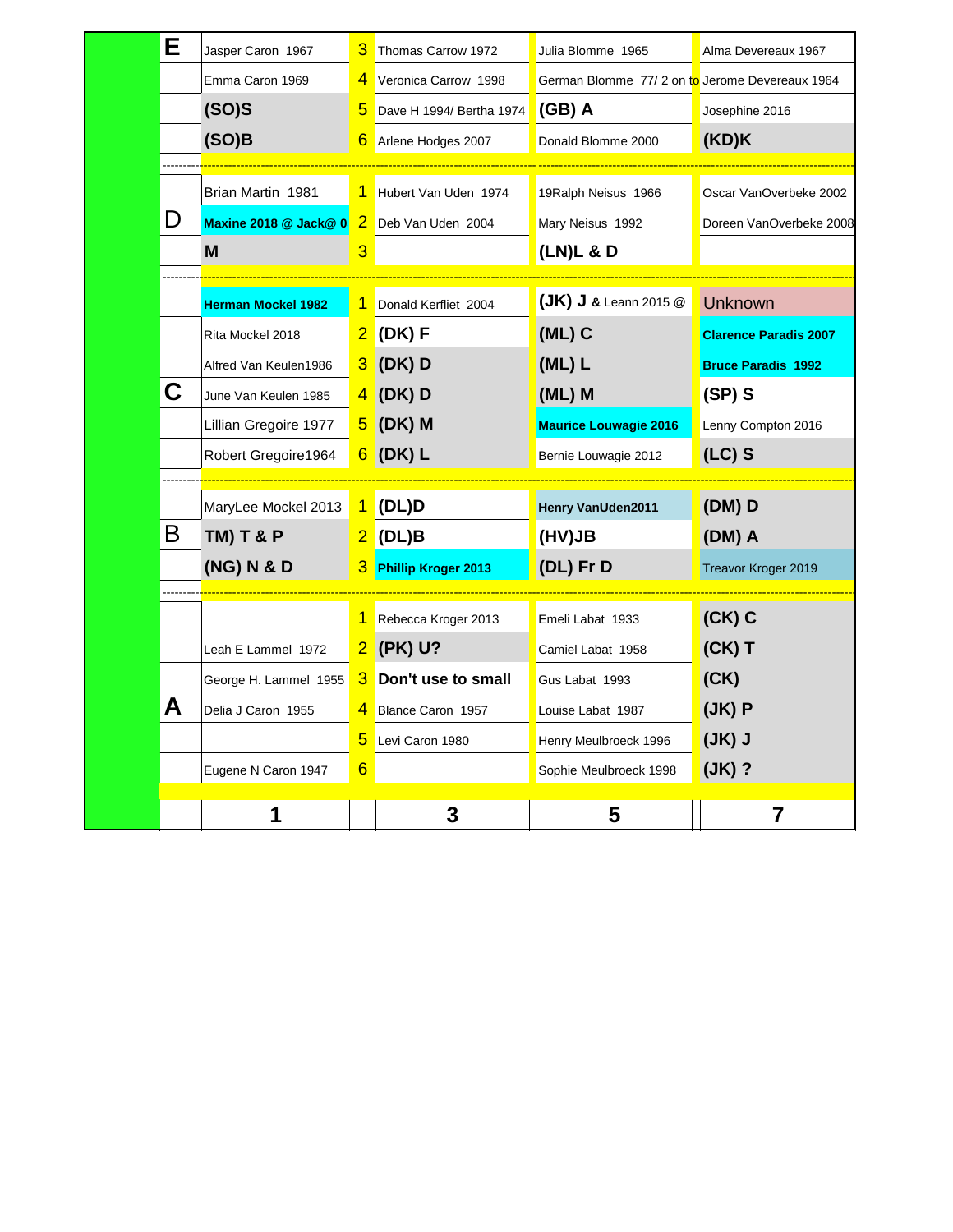| | 1 | | 3 | 5 | 7 |
|---|---|---|---|---|---|
| **E** | Jasper Caron 1967 | 3 | Thomas Carrow 1972 | Julia Blomme 1965 | Alma Devereaux 1967 |
| | Emma Caron 1969 | 4 | Veronica Carrow 1998 | German Blomme 77/ 2 on to | Jerome Devereaux 1964 |
| | **(SO)S** | 5 | Dave H 1994/ Bertha 1974 | **(GB) A** | Josephine 2016 |
| | **(SO)B** | 6 | Arlene Hodges 2007 | Donald Blomme 2000 | **(KD)K** |
| | Brian Martin 1981 | 1 | Hubert Van Uden 1974 | 19Ralph Neisus 1966 | Oscar VanOverbeke 2002 |
| **D** | **Maxine 2018 @ Jack@ 0** | 2 | Deb Van Uden 2004 | Mary Neisus 1992 | Doreen VanOverbeke 2008 |
| | **M** | 3 | | **(LN)L & D** | |
| | **Herman Mockel 1982** | 1 | Donald Kerfliet 2004 | **(JK) J** & Leann 2015 @ | Unknown |
| | Rita Mockel 2018 | 2 | **(DK) F** | **(ML) C** | **Clarence Paradis 2007** |
| | Alfred Van Keulen1986 | 3 | **(DK) D** | **(ML) L** | **Bruce Paradis 1992** |
| **C** | June Van Keulen 1985 | 4 | **(DK) D** | **(ML) M** | **(SP) S** |
| | Lillian Gregoire 1977 | 5 | **(DK) M** | **Maurice Louwagie 2016** | Lenny Compton 2016 |
| | Robert Gregoire1964 | 6 | **(DK) L** | Bernie Louwagie 2012 | **(LC) S** |
| | MaryLee Mockel 2013 | 1 | **(DL)D** | **Henry VanUden2011** | **(DM) D** |
| **B** | **TM) T & P** | 2 | **(DL)B** | **(HV)JB** | **(DM) A** |
| | **(NG) N & D** | 3 | **Phillip Kroger 2013** | **(DL) Fr D** | Treavor Kroger 2019 |
| | | 1 | Rebecca Kroger 2013 | Emeli Labat 1933 | **(CK) C** |
| | Leah E Lammel 1972 | 2 | **(PK) U?** | Camiel Labat 1958 | **(CK) T** |
| | George H. Lammel 1955 | 3 | **Don't use to small** | Gus Labat 1993 | **(CK)** |
| **A** | Delia J Caron 1955 | 4 | Blance Caron 1957 | Louise Labat 1987 | **(JK) P** |
| | | 5 | Levi Caron 1980 | Henry Meulbroeck 1996 | **(JK) J** |
| | Eugene N Caron 1947 | 6 | | Sophie Meulbroeck 1998 | **(JK) ?** |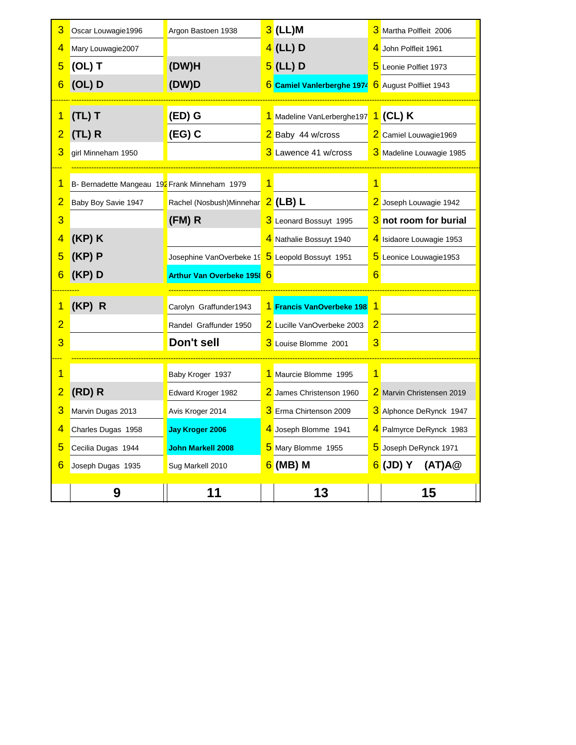| | 9 | 11 | | 13 | | 15 |
|---|---|---|---|---|---|---|
| 3 | Oscar Louwagie1996 | Argon Bastoen 1938 | 3 | **(LL)M** | 3 | Martha Polfleit 2006 |
| 4 | Mary Louwagie2007 | | 4 | **(LL) D** | 4 | John Polfleit 1961 |
| 5 | **(OL) T** | **(DW)H** | 5 | **(LL) D** | 5 | Leonie Polfiet 1973 |
| 6 | **(OL) D** | **(DW)D** | 6 | **Camiel Vanlerberghe 1974** | 6 | August Polfliet 1943 |
| 1 | **(TL) T** | **(ED) G** | 1 | Madeline VanLerberghe197 | 1 | **(CL) K** |
| 2 | **(TL) R** | **(EG) C** | 2 | Baby 44 w/cross | 2 | Camiel Louwagie1969 |
| 3 | girl Minneham 1950 | | 3 | Lawence 41 w/cross | 3 | Madeline Louwagie 1985 |
| 1 | B- Bernadette Mangeau 192 | Frank Minneham 1979 | 1 | | 1 | |
| 2 | Baby Boy Savie 1947 | Rachel (Nosbush)Minnehan | 2 | **(LB) L** | 2 | Joseph Louwagie 1942 |
| 3 | | **(FM) R** | 3 | Leonard Bossuyt 1995 | 3 | **not room for burial** |
| 4 | **(KP) K** | | 4 | Nathalie Bossuyt 1940 | 4 | Isidaore Louwagie 1953 |
| 5 | **(KP) P** | Josephine VanOverbeke 19 | 5 | Leopold Bossuyt 1951 | 5 | Leonice Louwagie1953 |
| 6 | **(KP) D** | **Arthur Van Overbeke 1958** | 6 | | 6 | |
| 1 | **(KP) R** | Carolyn Graffunder1943 | 1 | **Francis VanOverbeke 198** | 1 | |
| 2 | | Randel Graffunder 1950 | 2 | Lucille VanOverbeke 2003 | 2 | |
| 3 | | **Don't sell** | 3 | Louise Blomme 2001 | 3 | |
| 1 | | Baby Kroger 1937 | 1 | Maurcie Blomme 1995 | 1 | |
| 2 | **(RD) R** | Edward Kroger 1982 | 2 | James Christenson 1960 | 2 | Marvin Christensen 2019 |
| 3 | Marvin Dugas 2013 | Avis Kroger 2014 | 3 | Erma Chirtenson 2009 | 3 | Alphonce DeRynck 1947 |
| 4 | Charles Dugas 1958 | **Jay Kroger 2006** | 4 | Joseph Blomme 1941 | 4 | Palmyrce DeRynck 1983 |
| 5 | Cecilia Dugas 1944 | **John Markell 2008** | 5 | Mary Blomme 1955 | 5 | Joseph DeRynck 1971 |
| 6 | Joseph Dugas 1935 | Sug Markell 2010 | 6 | **(MB) M** | 6 | **(JD) Y (AT)A@** |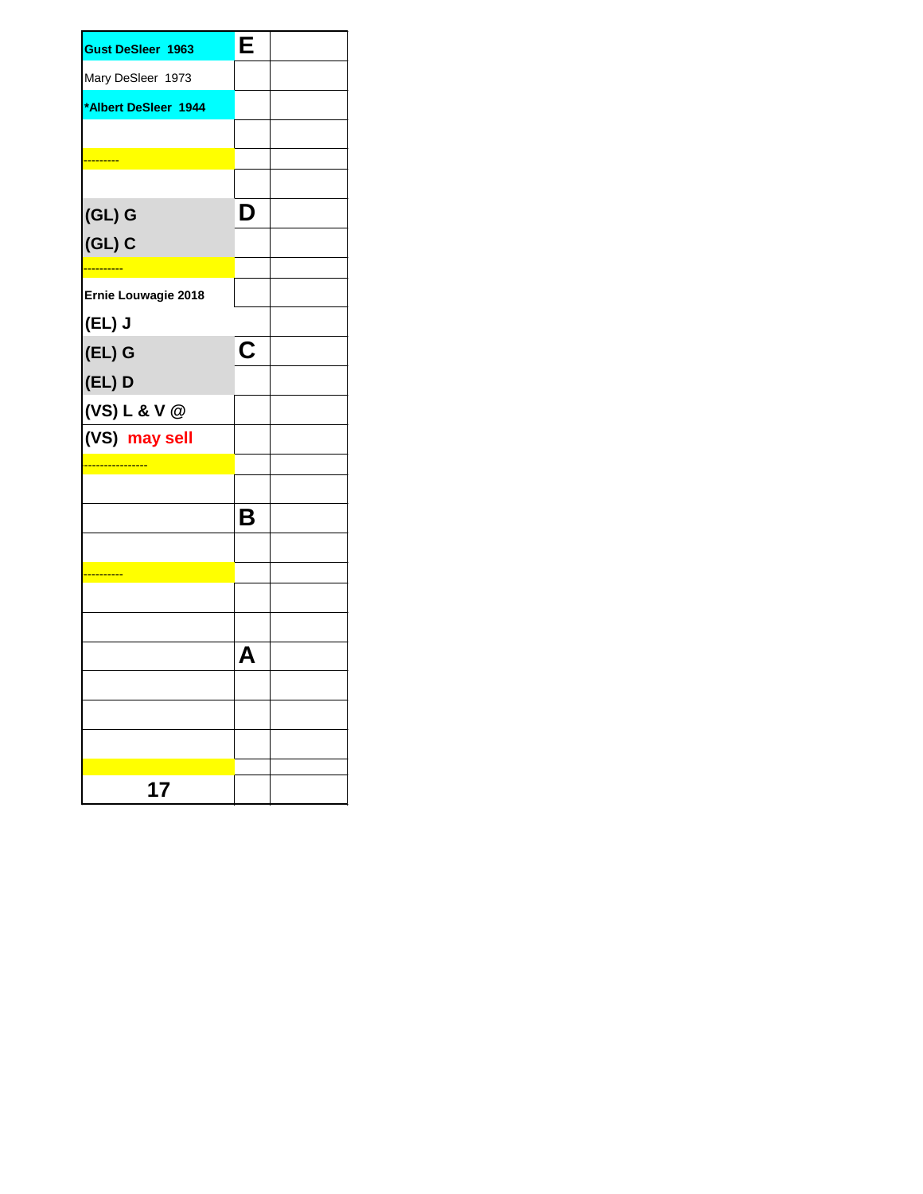| | | |
|---|---|---|
| **Gust DeSleer 1963** | **E** | |
| Mary DeSleer 1973 | | |
| ***Albert DeSleer 1944** | | |
| | | |
| --------- | | |
| | | |
| **(GL) G** | **D** | |
| **(GL) C** | | |
| ---------- | | |
| **Ernie Louwagie 2018** | | |
| **(EL) J** | | |
| **(EL) G** | **C** | |
| **(EL) D** | | |
| **(VS) L & V @** | | |
| **(VS) may sell** | | |
| ---------------- | | |
| | | |
| | **B** | |
| | | |
| ---------- | | |
| | | |
| | | |
| | **A** | |
| | | |
| | | |
| | | |
| | | |
| **17** | | |